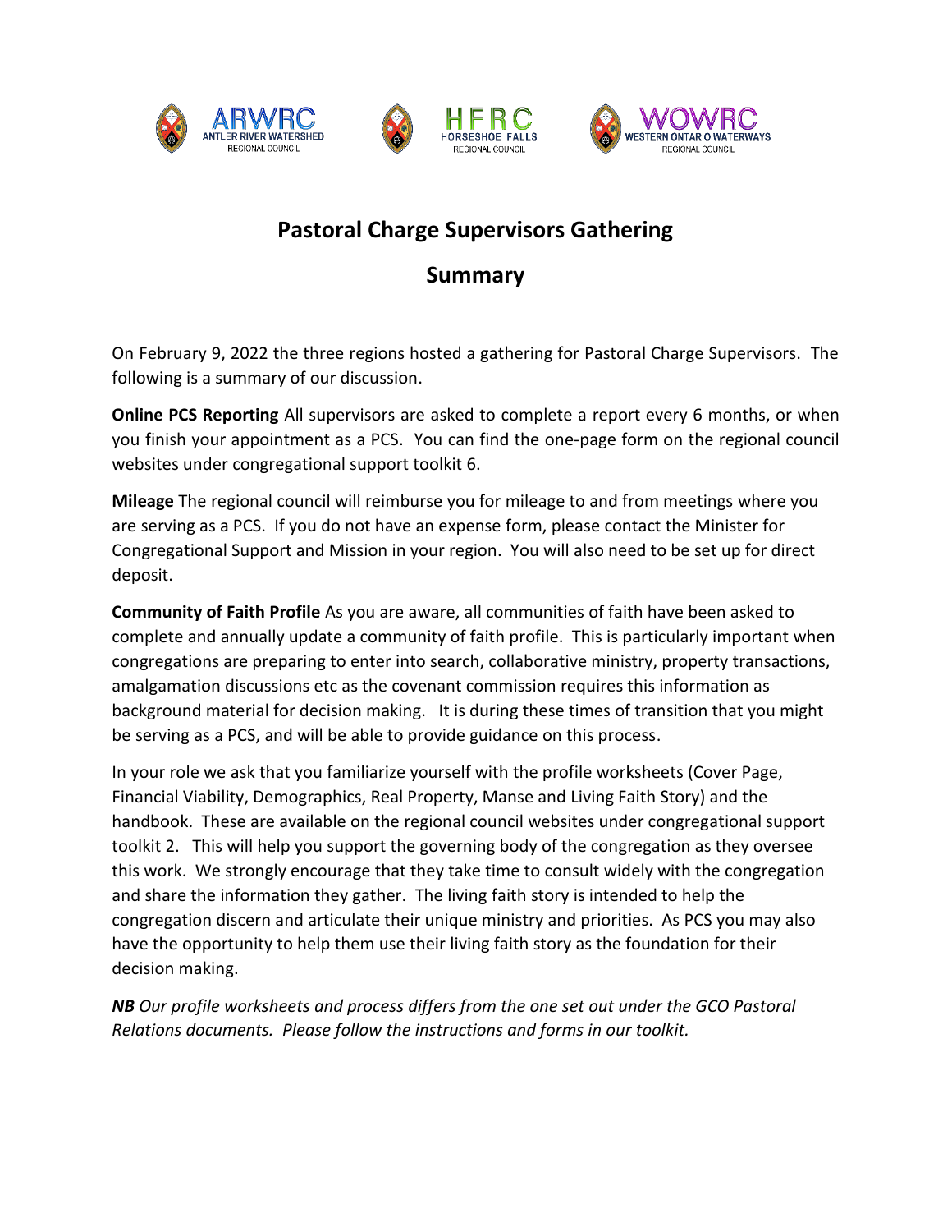ARWRC ANTLER RIVER WATERSHED REGIONAL COUNCIL | HFRC HORSESHOE FALLS REGIONAL COUNCIL | WOWRC WESTERN ONTARIO WATERWAYS REGIONAL COUNCIL

# Pastoral Charge Supervisors Gathering

## Summary

On February 9, 2022 the three regions hosted a gathering for Pastoral Charge Supervisors. The following is a summary of our discussion.

**Online PCS Reporting** All supervisors are asked to complete a report every 6 months, or when you finish your appointment as a PCS. You can find the one-page form on the regional council websites under congregational support toolkit 6.

**Mileage** The regional council will reimburse you for mileage to and from meetings where you are serving as a PCS. If you do not have an expense form, please contact the Minister for Congregational Support and Mission in your region. You will also need to be set up for direct deposit.

**Community of Faith Profile** As you are aware, all communities of faith have been asked to complete and annually update a community of faith profile. This is particularly important when congregations are preparing to enter into search, collaborative ministry, property transactions, amalgamation discussions etc as the covenant commission requires this information as background material for decision making. It is during these times of transition that you might be serving as a PCS, and will be able to provide guidance on this process.

In your role we ask that you familiarize yourself with the profile worksheets (Cover Page, Financial Viability, Demographics, Real Property, Manse and Living Faith Story) and the handbook. These are available on the regional council websites under congregational support toolkit 2. This will help you support the governing body of the congregation as they oversee this work. We strongly encourage that they take time to consult widely with the congregation and share the information they gather. The living faith story is intended to help the congregation discern and articulate their unique ministry and priorities. As PCS you may also have the opportunity to help them use their living faith story as the foundation for their decision making.

***NB** Our profile worksheets and process differs from the one set out under the GCO Pastoral Relations documents. Please follow the instructions and forms in our toolkit.*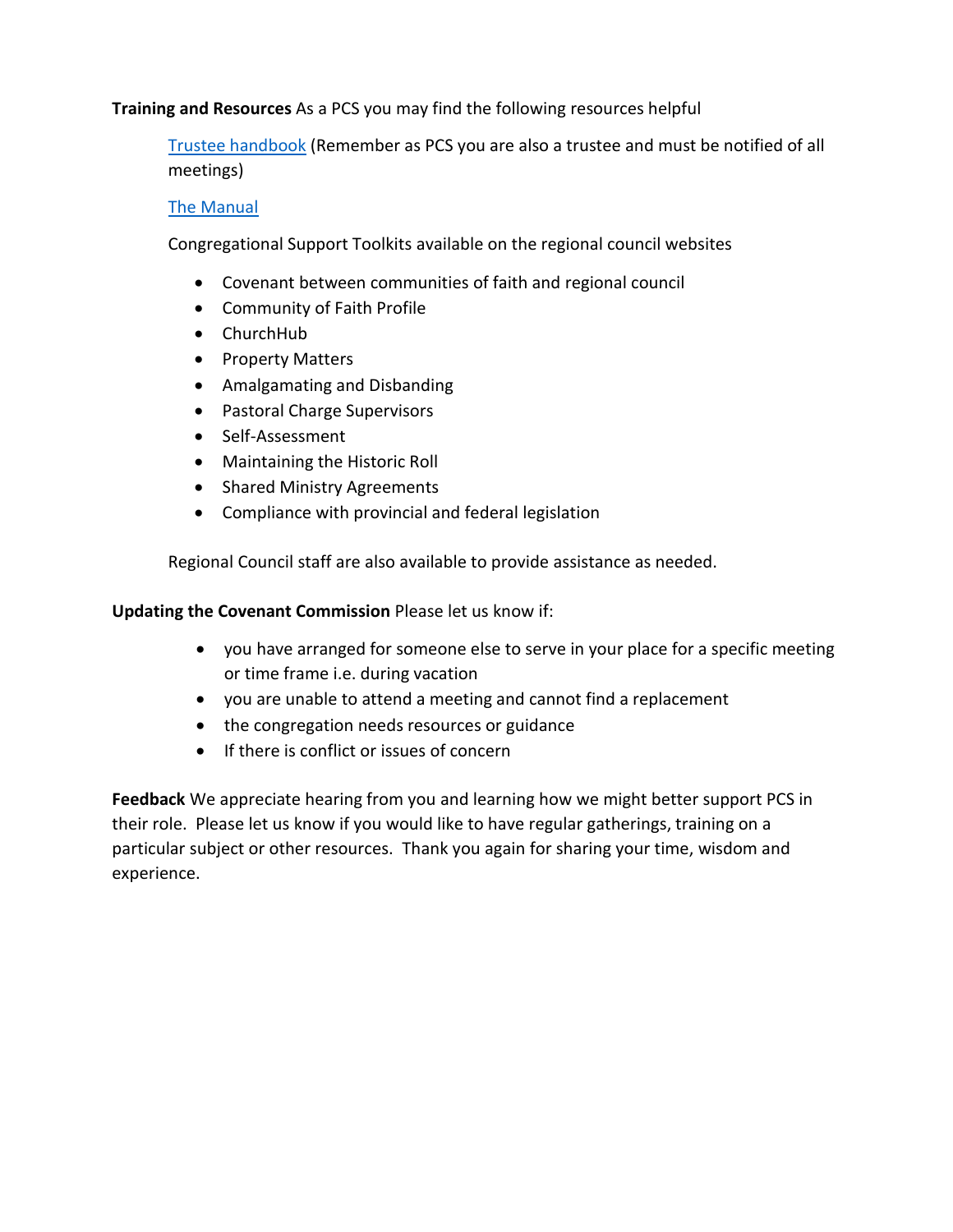**Training and Resources** As a PCS you may find the following resources helpful

Trustee handbook (Remember as PCS you are also a trustee and must be notified of all meetings)

The Manual

Congregational Support Toolkits available on the regional council websites

- Covenant between communities of faith and regional council
- Community of Faith Profile
- ChurchHub
- Property Matters
- Amalgamating and Disbanding
- Pastoral Charge Supervisors
- Self-Assessment
- Maintaining the Historic Roll
- Shared Ministry Agreements
- Compliance with provincial and federal legislation

Regional Council staff are also available to provide assistance as needed.

**Updating the Covenant Commission** Please let us know if:

- you have arranged for someone else to serve in your place for a specific meeting or time frame i.e. during vacation
- you are unable to attend a meeting and cannot find a replacement
- the congregation needs resources or guidance
- If there is conflict or issues of concern

**Feedback** We appreciate hearing from you and learning how we might better support PCS in their role. Please let us know if you would like to have regular gatherings, training on a particular subject or other resources. Thank you again for sharing your time, wisdom and experience.